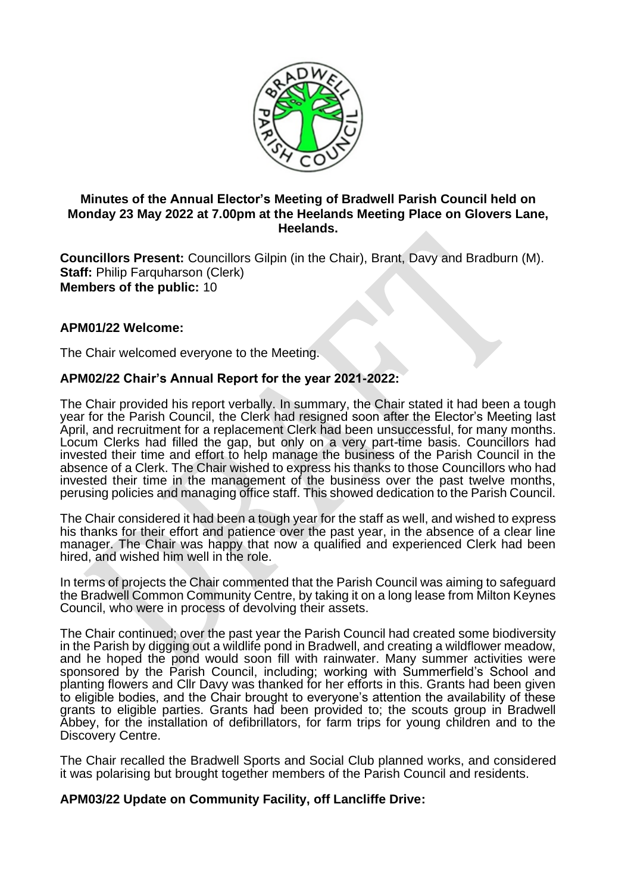**Minutes of the Annual Elector's Meeting of Bradwell Parish Council held on Monday 23 May 2022 at 7.00pm at the Heelands Meeting Place on Glovers Lane, Heelands.**

**Councillors Present:** Councillors Gilpin (in the Chair), Brant, Davy and Bradburn (M).
**Staff:** Philip Farquharson (Clerk)
**Members of the public:** 10

**APM01/22 Welcome:**

The Chair welcomed everyone to the Meeting.

**APM02/22 Chair's Annual Report for the year 2021-2022:**

The Chair provided his report verbally. In summary, the Chair stated it had been a tough year for the Parish Council, the Clerk had resigned soon after the Elector's Meeting last April, and recruitment for a replacement Clerk had been unsuccessful, for many months. Locum Clerks had filled the gap, but only on a very part-time basis. Councillors had invested their time and effort to help manage the business of the Parish Council in the absence of a Clerk. The Chair wished to express his thanks to those Councillors who had invested their time in the management of the business over the past twelve months, perusing policies and managing office staff. This showed dedication to the Parish Council.

The Chair considered it had been a tough year for the staff as well, and wished to express his thanks for their effort and patience over the past year, in the absence of a clear line manager. The Chair was happy that now a qualified and experienced Clerk had been hired, and wished him well in the role.

In terms of projects the Chair commented that the Parish Council was aiming to safeguard the Bradwell Common Community Centre, by taking it on a long lease from Milton Keynes Council, who were in process of devolving their assets.

The Chair continued; over the past year the Parish Council had created some biodiversity in the Parish by digging out a wildlife pond in Bradwell, and creating a wildflower meadow, and he hoped the pond would soon fill with rainwater. Many summer activities were sponsored by the Parish Council, including; working with Summerfield's School and planting flowers and Cllr Davy was thanked for her efforts in this. Grants had been given to eligible bodies, and the Chair brought to everyone's attention the availability of these grants to eligible parties. Grants had been provided to; the scouts group in Bradwell Abbey, for the installation of defibrillators, for farm trips for young children and to the Discovery Centre.

The Chair recalled the Bradwell Sports and Social Club planned works, and considered it was polarising but brought together members of the Parish Council and residents.

**APM03/22 Update on Community Facility, off Lancliffe Drive:**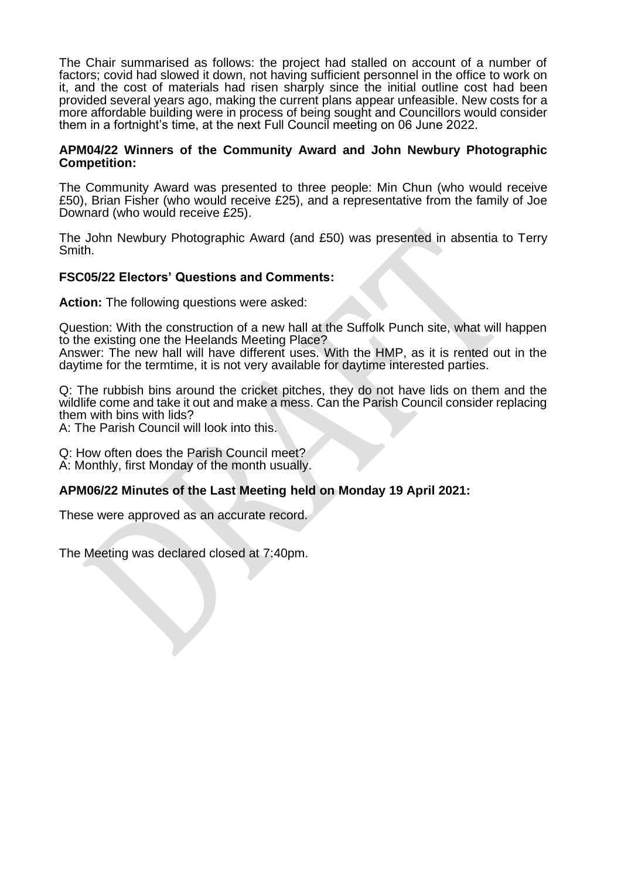The Chair summarised as follows: the project had stalled on account of a number of factors; covid had slowed it down, not having sufficient personnel in the office to work on it, and the cost of materials had risen sharply since the initial outline cost had been provided several years ago, making the current plans appear unfeasible. New costs for a more affordable building were in process of being sought and Councillors would consider them in a fortnight's time, at the next Full Council meeting on 06 June 2022.

**APM04/22 Winners of the Community Award and John Newbury Photographic Competition:**

The Community Award was presented to three people: Min Chun (who would receive £50), Brian Fisher (who would receive £25), and a representative from the family of Joe Downard (who would receive £25).

The John Newbury Photographic Award (and £50) was presented in absentia to Terry Smith.

**FSC05/22 Electors' Questions and Comments:**

**Action:** The following questions were asked:

Question: With the construction of a new hall at the Suffolk Punch site, what will happen to the existing one the Heelands Meeting Place?
Answer: The new hall will have different uses. With the HMP, as it is rented out in the daytime for the termtime, it is not very available for daytime interested parties.

Q: The rubbish bins around the cricket pitches, they do not have lids on them and the wildlife come and take it out and make a mess. Can the Parish Council consider replacing them with bins with lids?
A: The Parish Council will look into this.

Q: How often does the Parish Council meet?
A: Monthly, first Monday of the month usually.

**APM06/22 Minutes of the Last Meeting held on Monday 19 April 2021:**

These were approved as an accurate record.

The Meeting was declared closed at 7:40pm.